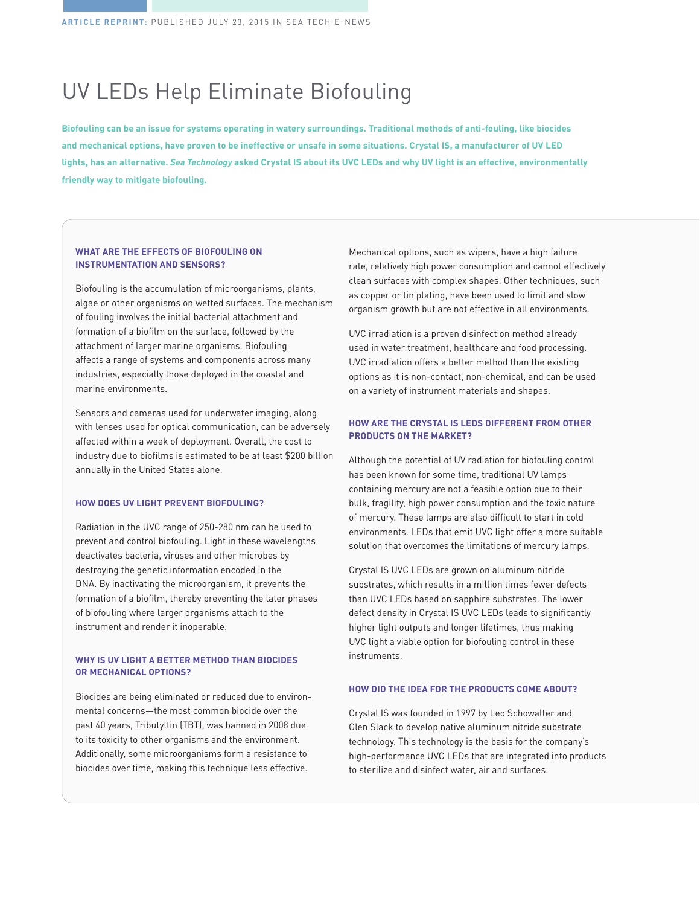**ARTICLE REPRINT:** PUBLISHED JULY 23, 2015 IN SEA TECH E-NEWS

# UV LEDs Help Eliminate Biofouling

**Biofouling can be an issue for systems operating in watery surroundings. Traditional methods of anti-fouling, like biocides and mechanical options, have proven to be ineffective or unsafe in some situations. Crystal IS, a manufacturer of UV LED lights, has an alternative. *Sea Technology* asked Crystal IS about its UVC LEDs and why UV light is an effective, environmentally friendly way to mitigate biofouling.**

### WHAT ARE THE EFFECTS OF BIOFOULING ON INSTRUMENTATION AND SENSORS?

Biofouling is the accumulation of microorganisms, plants, algae or other organisms on wetted surfaces. The mechanism of fouling involves the initial bacterial attachment and formation of a biofilm on the surface, followed by the attachment of larger marine organisms. Biofouling affects a range of systems and components across many industries, especially those deployed in the coastal and marine environments.

Sensors and cameras used for underwater imaging, along with lenses used for optical communication, can be adversely affected within a week of deployment. Overall, the cost to industry due to biofilms is estimated to be at least $200 billion annually in the United States alone.

### HOW DOES UV LIGHT PREVENT BIOFOULING?

Radiation in the UVC range of 250-280 nm can be used to prevent and control biofouling. Light in these wavelengths deactivates bacteria, viruses and other microbes by destroying the genetic information encoded in the DNA. By inactivating the microorganism, it prevents the formation of a biofilm, thereby preventing the later phases of biofouling where larger organisms attach to the instrument and render it inoperable.

### WHY IS UV LIGHT A BETTER METHOD THAN BIOCIDES OR MECHANICAL OPTIONS?

Biocides are being eliminated or reduced due to environmental concerns—the most common biocide over the past 40 years, Tributyltin (TBT), was banned in 2008 due to its toxicity to other organisms and the environment. Additionally, some microorganisms form a resistance to biocides over time, making this technique less effective.

Mechanical options, such as wipers, have a high failure rate, relatively high power consumption and cannot effectively clean surfaces with complex shapes. Other techniques, such as copper or tin plating, have been used to limit and slow organism growth but are not effective in all environments.

UVC irradiation is a proven disinfection method already used in water treatment, healthcare and food processing. UVC irradiation offers a better method than the existing options as it is non-contact, non-chemical, and can be used on a variety of instrument materials and shapes.

### HOW ARE THE CRYSTAL IS LEDS DIFFERENT FROM OTHER PRODUCTS ON THE MARKET?

Although the potential of UV radiation for biofouling control has been known for some time, traditional UV lamps containing mercury are not a feasible option due to their bulk, fragility, high power consumption and the toxic nature of mercury. These lamps are also difficult to start in cold environments. LEDs that emit UVC light offer a more suitable solution that overcomes the limitations of mercury lamps.

Crystal IS UVC LEDs are grown on aluminum nitride substrates, which results in a million times fewer defects than UVC LEDs based on sapphire substrates. The lower defect density in Crystal IS UVC LEDs leads to significantly higher light outputs and longer lifetimes, thus making UVC light a viable option for biofouling control in these instruments.

### HOW DID THE IDEA FOR THE PRODUCTS COME ABOUT?

Crystal IS was founded in 1997 by Leo Schowalter and Glen Slack to develop native aluminum nitride substrate technology. This technology is the basis for the company's high-performance UVC LEDs that are integrated into products to sterilize and disinfect water, air and surfaces.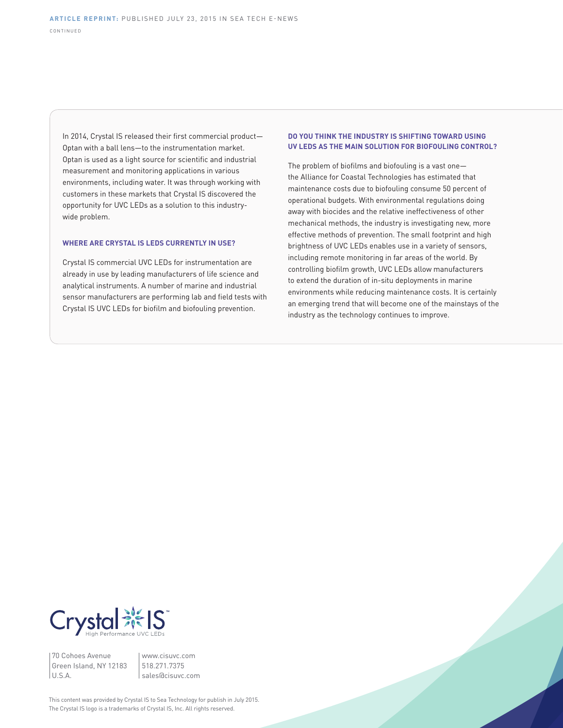In 2014, Crystal IS released their first commercial product—Optan with a ball lens—to the instrumentation market. Optan is used as a light source for scientific and industrial measurement and monitoring applications in various environments, including water. It was through working with customers in these markets that Crystal IS discovered the opportunity for UVC LEDs as a solution to this industry-wide problem.

### WHERE ARE CRYSTAL IS LEDS CURRENTLY IN USE?

Crystal IS commercial UVC LEDs for instrumentation are already in use by leading manufacturers of life science and analytical instruments. A number of marine and industrial sensor manufacturers are performing lab and field tests with Crystal IS UVC LEDs for biofilm and biofouling prevention.

### DO YOU THINK THE INDUSTRY IS SHIFTING TOWARD USING UV LEDS AS THE MAIN SOLUTION FOR BIOFOULING CONTROL?

The problem of biofilms and biofouling is a vast one—the Alliance for Coastal Technologies has estimated that maintenance costs due to biofouling consume 50 percent of operational budgets. With environmental regulations doing away with biocides and the relative ineffectiveness of other mechanical methods, the industry is investigating new, more effective methods of prevention. The small footprint and high brightness of UVC LEDs enables use in a variety of sensors, including remote monitoring in far areas of the world. By controlling biofilm growth, UVC LEDs allow manufacturers to extend the duration of in-situ deployments in marine environments while reducing maintenance costs. It is certainly an emerging trend that will become one of the mainstays of the industry as the technology continues to improve.

Crystal IS™
High Performance UVC LEDs

70 Cohoes Avenue
Green Island, NY 12183
U.S.A.

www.cisuvc.com
518.271.7375
sales@cisuvc.com

This content was provided by Crystal IS to Sea Technology for publish in July 2015.
The Crystal IS logo is a trademarks of Crystal IS, Inc. All rights reserved.